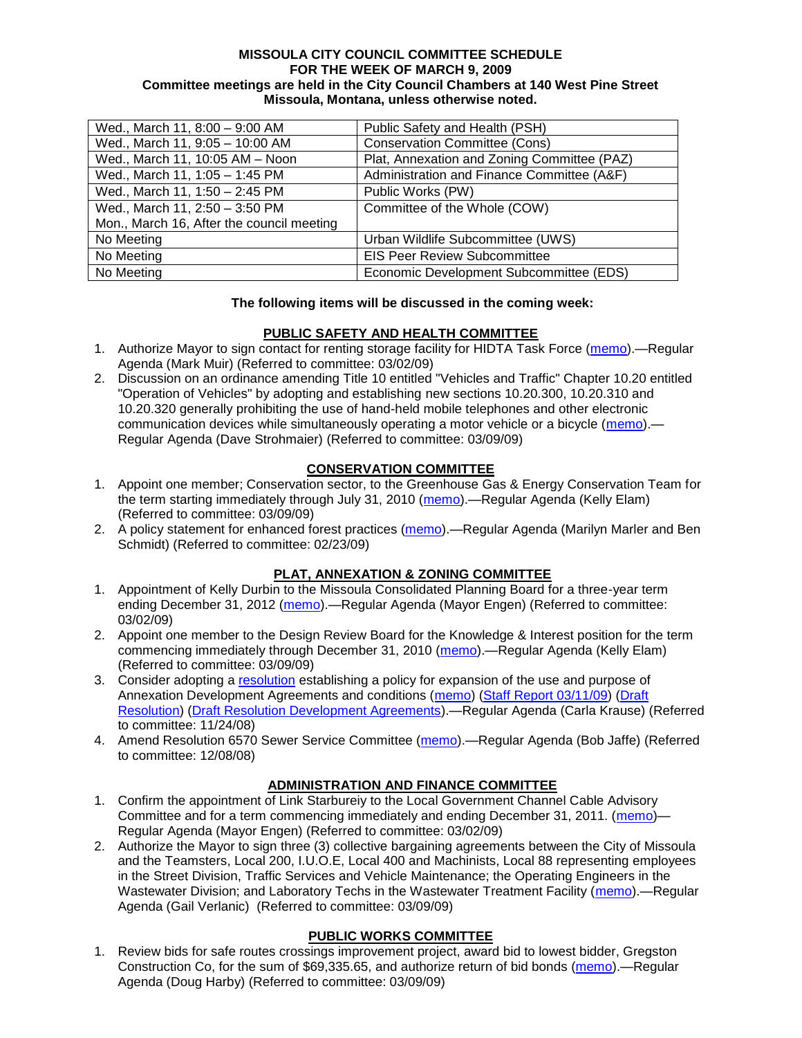**MISSOULA CITY COUNCIL COMMITTEE SCHEDULE**
**FOR THE WEEK OF MARCH 9, 2009**
**Committee meetings are held in the City Council Chambers at 140 West Pine Street**
**Missoula, Montana, unless otherwise noted.**

| | |
|---|---|
| Wed., March 11, 8:00 – 9:00 AM | Public Safety and Health (PSH) |
| Wed., March 11, 9:05 – 10:00 AM | Conservation Committee (Cons) |
| Wed., March 11, 10:05 AM – Noon | Plat, Annexation and Zoning Committee (PAZ) |
| Wed., March 11, 1:05 – 1:45 PM | Administration and Finance Committee (A&F) |
| Wed., March 11, 1:50 – 2:45 PM | Public Works (PW) |
| Wed., March 11, 2:50 – 3:50 PM<br>Mon., March 16, After the council meeting | Committee of the Whole (COW) |
| No Meeting | Urban Wildlife Subcommittee (UWS) |
| No Meeting | EIS Peer Review Subcommittee |
| No Meeting | Economic Development Subcommittee (EDS) |

**The following items will be discussed in the coming week:**

**PUBLIC SAFETY AND HEALTH COMMITTEE**

1. Authorize Mayor to sign contact for renting storage facility for HIDTA Task Force (memo).—Regular Agenda (Mark Muir) (Referred to committee: 03/02/09)
2. Discussion on an ordinance amending Title 10 entitled "Vehicles and Traffic" Chapter 10.20 entitled "Operation of Vehicles" by adopting and establishing new sections 10.20.300, 10.20.310 and 10.20.320 generally prohibiting the use of hand-held mobile telephones and other electronic communication devices while simultaneously operating a motor vehicle or a bicycle (memo).—Regular Agenda (Dave Strohmaier) (Referred to committee: 03/09/09)

**CONSERVATION COMMITTEE**

1. Appoint one member; Conservation sector, to the Greenhouse Gas & Energy Conservation Team for the term starting immediately through July 31, 2010 (memo).—Regular Agenda (Kelly Elam) (Referred to committee: 03/09/09)
2. A policy statement for enhanced forest practices (memo).—Regular Agenda (Marilyn Marler and Ben Schmidt) (Referred to committee: 02/23/09)

**PLAT, ANNEXATION & ZONING COMMITTEE**

1. Appointment of Kelly Durbin to the Missoula Consolidated Planning Board for a three-year term ending December 31, 2012 (memo).—Regular Agenda (Mayor Engen) (Referred to committee: 03/02/09)
2. Appoint one member to the Design Review Board for the Knowledge & Interest position for the term commencing immediately through December 31, 2010 (memo).—Regular Agenda (Kelly Elam) (Referred to committee: 03/09/09)
3. Consider adopting a resolution establishing a policy for expansion of the use and purpose of Annexation Development Agreements and conditions (memo) (Staff Report 03/11/09) (Draft Resolution) (Draft Resolution Development Agreements).—Regular Agenda (Carla Krause) (Referred to committee: 11/24/08)
4. Amend Resolution 6570 Sewer Service Committee (memo).—Regular Agenda (Bob Jaffe) (Referred to committee: 12/08/08)

**ADMINISTRATION AND FINANCE COMMITTEE**

1. Confirm the appointment of Link Starbureiy to the Local Government Channel Cable Advisory Committee and for a term commencing immediately and ending December 31, 2011. (memo)—Regular Agenda (Mayor Engen) (Referred to committee: 03/02/09)
2. Authorize the Mayor to sign three (3) collective bargaining agreements between the City of Missoula and the Teamsters, Local 200, I.U.O.E, Local 400 and Machinists, Local 88 representing employees in the Street Division, Traffic Services and Vehicle Maintenance; the Operating Engineers in the Wastewater Division; and Laboratory Techs in the Wastewater Treatment Facility (memo).—Regular Agenda (Gail Verlanic) (Referred to committee: 03/09/09)

**PUBLIC WORKS COMMITTEE**

1. Review bids for safe routes crossings improvement project, award bid to lowest bidder, Gregston Construction Co, for the sum of $69,335.65, and authorize return of bid bonds (memo).—Regular Agenda (Doug Harby) (Referred to committee: 03/09/09)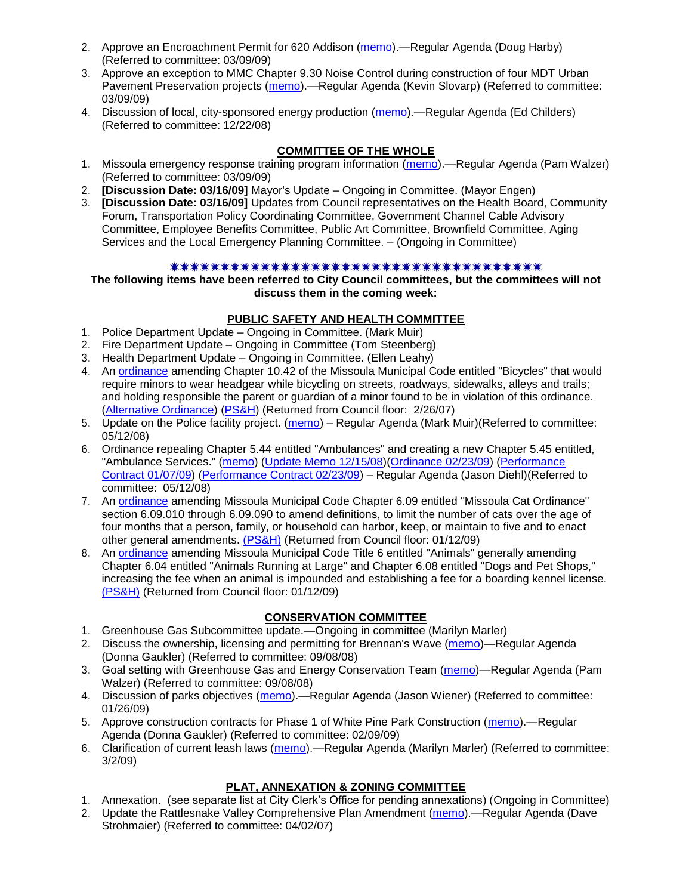2. Approve an Encroachment Permit for 620 Addison (memo).—Regular Agenda (Doug Harby) (Referred to committee: 03/09/09)
3. Approve an exception to MMC Chapter 9.30 Noise Control during construction of four MDT Urban Pavement Preservation projects (memo).—Regular Agenda (Kevin Slovarp) (Referred to committee: 03/09/09)
4. Discussion of local, city-sponsored energy production (memo).—Regular Agenda (Ed Childers) (Referred to committee: 12/22/08)

## COMMITTEE OF THE WHOLE

1. Missoula emergency response training program information (memo).—Regular Agenda (Pam Walzer) (Referred to committee: 03/09/09)
2. **[Discussion Date: 03/16/09]** Mayor's Update – Ongoing in Committee. (Mayor Engen)
3. **[Discussion Date: 03/16/09]** Updates from Council representatives on the Health Board, Community Forum, Transportation Policy Coordinating Committee, Government Channel Cable Advisory Committee, Employee Benefits Committee, Public Art Committee, Brownfield Committee, Aging Services and the Local Emergency Planning Committee. – (Ongoing in Committee)

✷✷✷✷✷✷✷✷✷✷✷✷✷✷✷✷✷✷✷✷✷✷✷✷✷✷✷✷✷✷✷✷✷✷✷✷✷✷

**The following items have been referred to City Council committees, but the committees will not discuss them in the coming week:**

## PUBLIC SAFETY AND HEALTH COMMITTEE

1. Police Department Update – Ongoing in Committee. (Mark Muir)
2. Fire Department Update – Ongoing in Committee (Tom Steenberg)
3. Health Department Update – Ongoing in Committee. (Ellen Leahy)
4. An ordinance amending Chapter 10.42 of the Missoula Municipal Code entitled "Bicycles" that would require minors to wear headgear while bicycling on streets, roadways, sidewalks, alleys and trails; and holding responsible the parent or guardian of a minor found to be in violation of this ordinance. (Alternative Ordinance) (PS&H) (Returned from Council floor: 2/26/07)
5. Update on the Police facility project. (memo) – Regular Agenda (Mark Muir)(Referred to committee: 05/12/08)
6. Ordinance repealing Chapter 5.44 entitled "Ambulances" and creating a new Chapter 5.45 entitled, "Ambulance Services." (memo) (Update Memo 12/15/08)(Ordinance 02/23/09) (Performance Contract 01/07/09) (Performance Contract 02/23/09) – Regular Agenda (Jason Diehl)(Referred to committee: 05/12/08)
7. An ordinance amending Missoula Municipal Code Chapter 6.09 entitled "Missoula Cat Ordinance" section 6.09.010 through 6.09.090 to amend definitions, to limit the number of cats over the age of four months that a person, family, or household can harbor, keep, or maintain to five and to enact other general amendments. (PS&H) (Returned from Council floor: 01/12/09)
8. An ordinance amending Missoula Municipal Code Title 6 entitled "Animals" generally amending Chapter 6.04 entitled "Animals Running at Large" and Chapter 6.08 entitled "Dogs and Pet Shops," increasing the fee when an animal is impounded and establishing a fee for a boarding kennel license. (PS&H) (Returned from Council floor: 01/12/09)

## CONSERVATION COMMITTEE

1. Greenhouse Gas Subcommittee update.—Ongoing in committee (Marilyn Marler)
2. Discuss the ownership, licensing and permitting for Brennan's Wave (memo)—Regular Agenda (Donna Gaukler) (Referred to committee: 09/08/08)
3. Goal setting with Greenhouse Gas and Energy Conservation Team (memo)—Regular Agenda (Pam Walzer) (Referred to committee: 09/08/08)
4. Discussion of parks objectives (memo).—Regular Agenda (Jason Wiener) (Referred to committee: 01/26/09)
5. Approve construction contracts for Phase 1 of White Pine Park Construction (memo).—Regular Agenda (Donna Gaukler) (Referred to committee: 02/09/09)
6. Clarification of current leash laws (memo).—Regular Agenda (Marilyn Marler) (Referred to committee: 3/2/09)

## PLAT, ANNEXATION & ZONING COMMITTEE

1. Annexation. (see separate list at City Clerk's Office for pending annexations) (Ongoing in Committee)
2. Update the Rattlesnake Valley Comprehensive Plan Amendment (memo).—Regular Agenda (Dave Strohmaier) (Referred to committee: 04/02/07)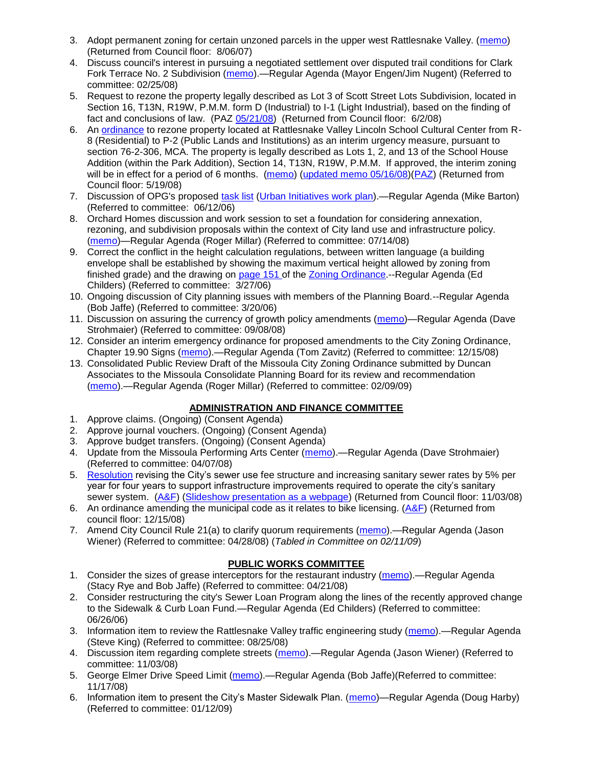3. Adopt permanent zoning for certain unzoned parcels in the upper west Rattlesnake Valley. (memo) (Returned from Council floor: 8/06/07)
4. Discuss council's interest in pursuing a negotiated settlement over disputed trail conditions for Clark Fork Terrace No. 2 Subdivision (memo).—Regular Agenda (Mayor Engen/Jim Nugent) (Referred to committee: 02/25/08)
5. Request to rezone the property legally described as Lot 3 of Scott Street Lots Subdivision, located in Section 16, T13N, R19W, P.M.M. form D (Industrial) to I-1 (Light Industrial), based on the finding of fact and conclusions of law. (PAZ 05/21/08) (Returned from Council floor: 6/2/08)
6. An ordinance to rezone property located at Rattlesnake Valley Lincoln School Cultural Center from R-8 (Residential) to P-2 (Public Lands and Institutions) as an interim urgency measure, pursuant to section 76-2-306, MCA. The property is legally described as Lots 1, 2, and 13 of the School House Addition (within the Park Addition), Section 14, T13N, R19W, P.M.M. If approved, the interim zoning will be in effect for a period of 6 months. (memo) (updated memo 05/16/08)(PAZ) (Returned from Council floor: 5/19/08)
7. Discussion of OPG's proposed task list (Urban Initiatives work plan).—Regular Agenda (Mike Barton) (Referred to committee: 06/12/06)
8. Orchard Homes discussion and work session to set a foundation for considering annexation, rezoning, and subdivision proposals within the context of City land use and infrastructure policy. (memo)—Regular Agenda (Roger Millar) (Referred to committee: 07/14/08)
9. Correct the conflict in the height calculation regulations, between written language (a building envelope shall be established by showing the maximum vertical height allowed by zoning from finished grade) and the drawing on page 151 of the Zoning Ordinance.--Regular Agenda (Ed Childers) (Referred to committee: 3/27/06)
10. Ongoing discussion of City planning issues with members of the Planning Board.--Regular Agenda (Bob Jaffe) (Referred to committee: 3/20/06)
11. Discussion on assuring the currency of growth policy amendments (memo)—Regular Agenda (Dave Strohmaier) (Referred to committee: 09/08/08)
12. Consider an interim emergency ordinance for proposed amendments to the City Zoning Ordinance, Chapter 19.90 Signs (memo).—Regular Agenda (Tom Zavitz) (Referred to committee: 12/15/08)
13. Consolidated Public Review Draft of the Missoula City Zoning Ordinance submitted by Duncan Associates to the Missoula Consolidate Planning Board for its review and recommendation (memo).—Regular Agenda (Roger Millar) (Referred to committee: 02/09/09)

## ADMINISTRATION AND FINANCE COMMITTEE

1. Approve claims. (Ongoing) (Consent Agenda)
2. Approve journal vouchers. (Ongoing) (Consent Agenda)
3. Approve budget transfers. (Ongoing) (Consent Agenda)
4. Update from the Missoula Performing Arts Center (memo).—Regular Agenda (Dave Strohmaier) (Referred to committee: 04/07/08)
5. Resolution revising the City's sewer use fee structure and increasing sanitary sewer rates by 5% per year for four years to support infrastructure improvements required to operate the city's sanitary sewer system. (A&F) (Slideshow presentation as a webpage) (Returned from Council floor: 11/03/08)
6. An ordinance amending the municipal code as it relates to bike licensing. (A&F) (Returned from council floor: 12/15/08)
7. Amend City Council Rule 21(a) to clarify quorum requirements (memo).—Regular Agenda (Jason Wiener) (Referred to committee: 04/28/08) (*Tabled in Committee on 02/11/09*)

## PUBLIC WORKS COMMITTEE

1. Consider the sizes of grease interceptors for the restaurant industry (memo).—Regular Agenda (Stacy Rye and Bob Jaffe) (Referred to committee: 04/21/08)
2. Consider restructuring the city's Sewer Loan Program along the lines of the recently approved change to the Sidewalk & Curb Loan Fund.—Regular Agenda (Ed Childers) (Referred to committee: 06/26/06)
3. Information item to review the Rattlesnake Valley traffic engineering study (memo).—Regular Agenda (Steve King) (Referred to committee: 08/25/08)
4. Discussion item regarding complete streets (memo).—Regular Agenda (Jason Wiener) (Referred to committee: 11/03/08)
5. George Elmer Drive Speed Limit (memo).—Regular Agenda (Bob Jaffe)(Referred to committee: 11/17/08)
6. Information item to present the City's Master Sidewalk Plan. (memo)—Regular Agenda (Doug Harby) (Referred to committee: 01/12/09)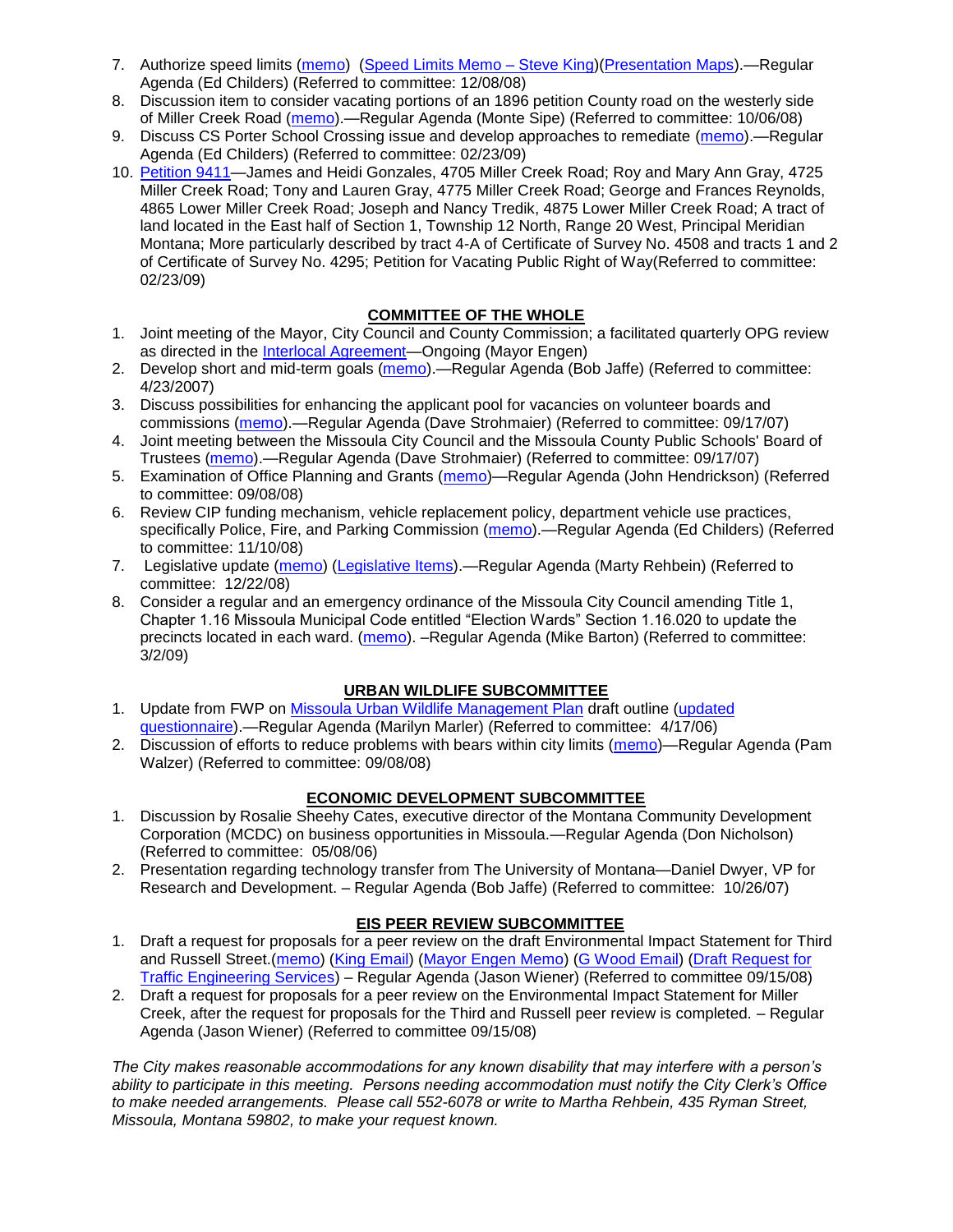7. Authorize speed limits (memo) (Speed Limits Memo – Steve King)(Presentation Maps).—Regular Agenda (Ed Childers) (Referred to committee: 12/08/08)
8. Discussion item to consider vacating portions of an 1896 petition County road on the westerly side of Miller Creek Road (memo).—Regular Agenda (Monte Sipe) (Referred to committee: 10/06/08)
9. Discuss CS Porter School Crossing issue and develop approaches to remediate (memo).—Regular Agenda (Ed Childers) (Referred to committee: 02/23/09)
10. Petition 9411—James and Heidi Gonzales, 4705 Miller Creek Road; Roy and Mary Ann Gray, 4725 Miller Creek Road; Tony and Lauren Gray, 4775 Miller Creek Road; George and Frances Reynolds, 4865 Lower Miller Creek Road; Joseph and Nancy Tredik, 4875 Lower Miller Creek Road; A tract of land located in the East half of Section 1, Township 12 North, Range 20 West, Principal Meridian Montana; More particularly described by tract 4-A of Certificate of Survey No. 4508 and tracts 1 and 2 of Certificate of Survey No. 4295; Petition for Vacating Public Right of Way(Referred to committee: 02/23/09)

## COMMITTEE OF THE WHOLE

1. Joint meeting of the Mayor, City Council and County Commission; a facilitated quarterly OPG review as directed in the Interlocal Agreement—Ongoing (Mayor Engen)
2. Develop short and mid-term goals (memo).—Regular Agenda (Bob Jaffe) (Referred to committee: 4/23/2007)
3. Discuss possibilities for enhancing the applicant pool for vacancies on volunteer boards and commissions (memo).—Regular Agenda (Dave Strohmaier) (Referred to committee: 09/17/07)
4. Joint meeting between the Missoula City Council and the Missoula County Public Schools' Board of Trustees (memo).—Regular Agenda (Dave Strohmaier) (Referred to committee: 09/17/07)
5. Examination of Office Planning and Grants (memo)—Regular Agenda (John Hendrickson) (Referred to committee: 09/08/08)
6. Review CIP funding mechanism, vehicle replacement policy, department vehicle use practices, specifically Police, Fire, and Parking Commission (memo).—Regular Agenda (Ed Childers) (Referred to committee: 11/10/08)
7. Legislative update (memo) (Legislative Items).—Regular Agenda (Marty Rehbein) (Referred to committee: 12/22/08)
8. Consider a regular and an emergency ordinance of the Missoula City Council amending Title 1, Chapter 1.16 Missoula Municipal Code entitled "Election Wards" Section 1.16.020 to update the precincts located in each ward. (memo). –Regular Agenda (Mike Barton) (Referred to committee: 3/2/09)

## URBAN WILDLIFE SUBCOMMITTEE

1. Update from FWP on Missoula Urban Wildlife Management Plan draft outline (updated questionnaire).—Regular Agenda (Marilyn Marler) (Referred to committee: 4/17/06)
2. Discussion of efforts to reduce problems with bears within city limits (memo)—Regular Agenda (Pam Walzer) (Referred to committee: 09/08/08)

## ECONOMIC DEVELOPMENT SUBCOMMITTEE

1. Discussion by Rosalie Sheehy Cates, executive director of the Montana Community Development Corporation (MCDC) on business opportunities in Missoula.—Regular Agenda (Don Nicholson) (Referred to committee: 05/08/06)
2. Presentation regarding technology transfer from The University of Montana—Daniel Dwyer, VP for Research and Development. – Regular Agenda (Bob Jaffe) (Referred to committee: 10/26/07)

## EIS PEER REVIEW SUBCOMMITTEE

1. Draft a request for proposals for a peer review on the draft Environmental Impact Statement for Third and Russell Street.(memo) (King Email) (Mayor Engen Memo) (G Wood Email) (Draft Request for Traffic Engineering Services) – Regular Agenda (Jason Wiener) (Referred to committee 09/15/08)
2. Draft a request for proposals for a peer review on the Environmental Impact Statement for Miller Creek, after the request for proposals for the Third and Russell peer review is completed. – Regular Agenda (Jason Wiener) (Referred to committee 09/15/08)

*The City makes reasonable accommodations for any known disability that may interfere with a person's ability to participate in this meeting. Persons needing accommodation must notify the City Clerk's Office to make needed arrangements. Please call 552-6078 or write to Martha Rehbein, 435 Ryman Street, Missoula, Montana 59802, to make your request known.*